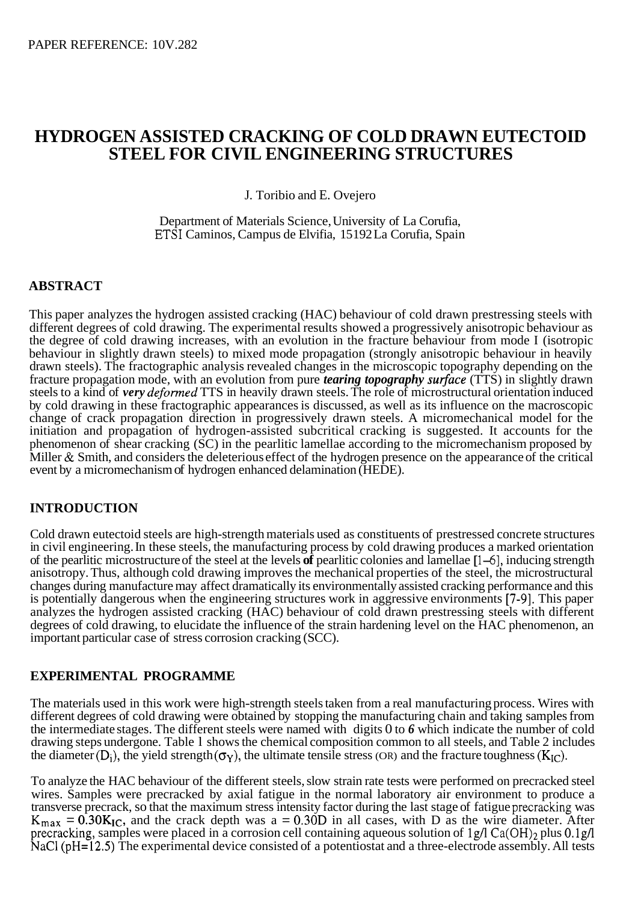PAPER REFERENCE: 10V.282

# HYDROGEN ASSISTED CRACKING OF COLD DRAWN EUTECTOID STEEL FOR CIVIL ENGINEERING STRUCTURES

J. Toribio and E. Ovejero

Department of Materials Science, University of La Corufia, ETSI Caminos, Campus de Elvifia, 15192 La Corufia, Spain

## ABSTRACT

This paper analyzes the hydrogen assisted cracking (HAC) behaviour of cold drawn prestressing steels with different degrees of cold drawing. The experimental results showed a progressively anisotropic behaviour as the degree of cold drawing increases, with an evolution in the fracture behaviour from mode I (isotropic behaviour in slightly drawn steels) to mixed mode propagation (strongly anisotropic behaviour in heavily drawn steels). The fractographic analysis revealed changes in the microscopic topography depending on the fracture propagation mode, with an evolution from pure ***tearing topography surface*** (TTS) in slightly drawn steels to a kind of ***very deformed*** TTS in heavily drawn steels. The role of microstructural orientation induced by cold drawing in these fractographic appearances is discussed, as well as its influence on the macroscopic change of crack propagation direction in progressively drawn steels. A micromechanical model for the initiation and propagation of hydrogen-assisted subcritical cracking is suggested. It accounts for the phenomenon of shear cracking (SC) in the pearlitic lamellae according to the micromechanism proposed by Miller & Smith, and considers the deleterious effect of the hydrogen presence on the appearance of the critical event by a micromechanism of hydrogen enhanced delamination (HEDE).

## INTRODUCTION

Cold drawn eutectoid steels are high-strength materials used as constituents of prestressed concrete structures in civil engineering. In these steels, the manufacturing process by cold drawing produces a marked orientation of the pearlitic microstructure of the steel at the levels **of** pearlitic colonies and lamellae [1–6], inducing strength anisotropy. Thus, although cold drawing improves the mechanical properties of the steel, the microstructural changes during manufacture may affect dramatically its environmentally assisted cracking performance and this is potentially dangerous when the engineering structures work in aggressive environments [7-9]. This paper analyzes the hydrogen assisted cracking (HAC) behaviour of cold drawn prestressing steels with different degrees of cold drawing, to elucidate the influence of the strain hardening level on the HAC phenomenon, an important particular case of stress corrosion cracking (SCC).

## EXPERIMENTAL PROGRAMME

The materials used in this work were high-strength steels taken from a real manufacturing process. Wires with different degrees of cold drawing were obtained by stopping the manufacturing chain and taking samples from the intermediate stages. The different steels were named with digits 0 to *6* which indicate the number of cold drawing steps undergone. Table 1 shows the chemical composition common to all steels, and Table 2 includes the diameter ($D_i$), the yield strength ($\sigma_Y$), the ultimate tensile stress (OR) and the fracture toughness ($K_{IC}$).

To analyze the HAC behaviour of the different steels, slow strain rate tests were performed on precracked steel wires. Samples were precracked by axial fatigue in the normal laboratory air environment to produce a transverse precrack, so that the maximum stress intensity factor during the last stage of fatigue precracking was $K_{max} = 0.30K_{IC}$, and the crack depth was $a = 0.30D$ in all cases, with D as the wire diameter. After precracking, samples were placed in a corrosion cell containing aqueous solution of 1g/l $Ca(OH)_2$ plus 0.1g/l NaCl (pH=12.5) The experimental device consisted of a potentiostat and a three-electrode assembly. All tests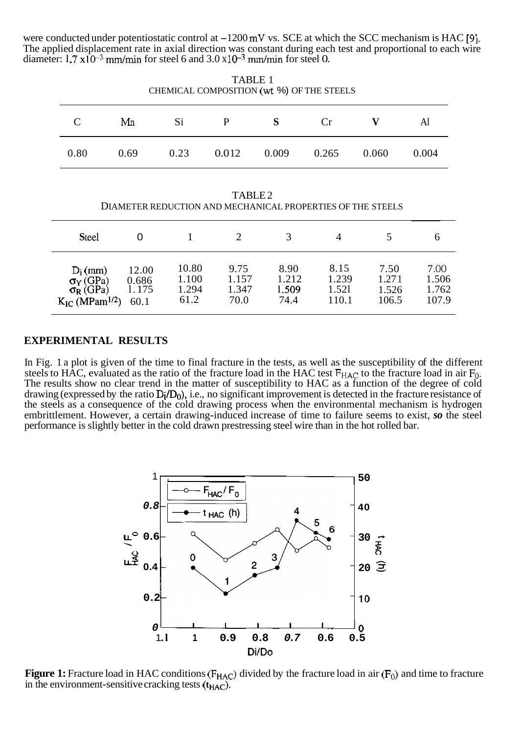were conducted under potentiostatic control at −1200 mV vs. SCE at which the SCC mechanism is HAC [9]. The applied displacement rate in axial direction was constant during each test and proportional to each wire diameter: $1.7 \times 10^{-3}$ mm/min for steel 6 and $3.0 \times 10^{-3}$ mm/min for steel 0.

TABLE 1
CHEMICAL COMPOSITION (wt %) OF THE STEELS

| C | Mn | Si | P | S | Cr | V | Al |
|---|---|---|---|---|---|---|---|
| 0.80 | 0.69 | 0.23 | 0.012 | 0.009 | 0.265 | 0.060 | 0.004 |

TABLE 2
DIAMETER REDUCTION AND MECHANICAL PROPERTIES OF THE STEELS

| Steel | 0 | 1 | 2 | 3 | 4 | 5 | 6 |
|---|---|---|---|---|---|---|---|
| $D_i$ (mm) | 12.00 | 10.80 | 9.75 | 8.90 | 8.15 | 7.50 | 7.00 |
| $\sigma_Y$ (GPa) | 0.686 | 1.100 | 1.157 | 1.212 | 1.239 | 1.271 | 1.506 |
| $\sigma_R$ (GPa) | 1.175 | 1.294 | 1.347 | 1.509 | 1.521 | 1.526 | 1.762 |
| $K_{IC}$ (MPam$^{1/2}$) | 60.1 | 61.2 | 70.0 | 74.4 | 110.1 | 106.5 | 107.9 |

## EXPERIMENTAL RESULTS

In Fig. 1 a plot is given of the time to final fracture in the tests, as well as the susceptibility of the different steels to HAC, evaluated as the ratio of the fracture load in the HAC test $F_{HAC}$ to the fracture load in air $F_0$. The results show no clear trend in the matter of susceptibility to HAC as a function of the degree of cold drawing (expressed by the ratio $D_i/D_0$), i.e., no significant improvement is detected in the fracture resistance of the steels as a consequence of the cold drawing process when the environmental mechanism is hydrogen embrittlement. However, a certain drawing-induced increase of time to failure seems to exist, *so* the steel performance is slightly better in the cold drawn prestressing steel wire than in the hot rolled bar.

**Figure 1:** Fracture load in HAC conditions ($F_{HAC}$) divided by the fracture load in air ($F_0$) and time to fracture in the environment-sensitive cracking tests ($t_{HAC}$).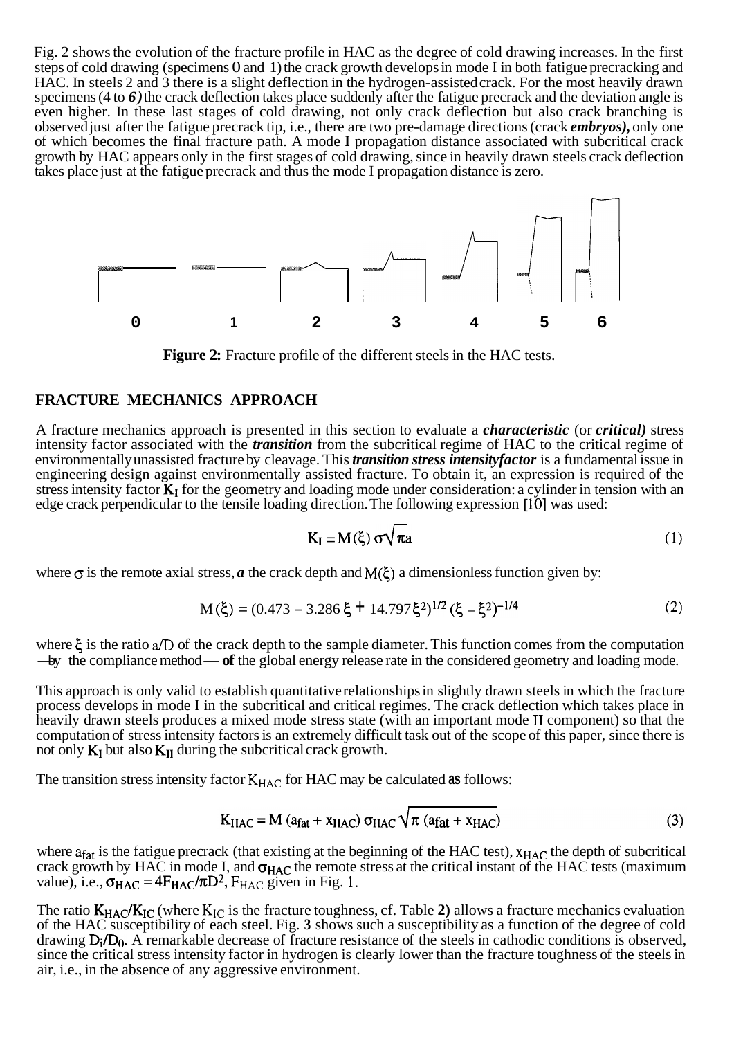Fig. 2 shows the evolution of the fracture profile in HAC as the degree of cold drawing increases. In the first steps of cold drawing (specimens 0 and 1) the crack growth develops in mode I in both fatigue precracking and HAC. In steels 2 and 3 there is a slight deflection in the hydrogen-assisted crack. For the most heavily drawn specimens (4 to *6)* the crack deflection takes place suddenly after the fatigue precrack and the deviation angle is even higher. In these last stages of cold drawing, not only crack deflection but also crack branching is observed just after the fatigue precrack tip, i.e., there are two pre-damage directions (crack ***embryos),*** only one of which becomes the final fracture path. A mode I propagation distance associated with subcritical crack growth by HAC appears only in the first stages of cold drawing, since in heavily drawn steels crack deflection takes place just at the fatigue precrack and thus the mode I propagation distance is zero.

**Figure 2:** Fracture profile of the different steels in the HAC tests.

## FRACTURE MECHANICS APPROACH

A fracture mechanics approach is presented in this section to evaluate a ***characteristic*** (or ***critical)*** stress intensity factor associated with the ***transition*** from the subcritical regime of HAC to the critical regime of environmentally unassisted fracture by cleavage. This ***transition stress intensity factor*** is a fundamental issue in engineering design against environmentally assisted fracture. To obtain it, an expression is required of the stress intensity factor $K_I$ for the geometry and loading mode under consideration: a cylinder in tension with an edge crack perpendicular to the tensile loading direction. The following expression [10] was used:

$$K_I = M(\xi)\, \sigma \sqrt{\pi a} \tag{1}$$

where $\sigma$ is the remote axial stress, $a$ the crack depth and $M(\xi)$ a dimensionless function given by:

$$M(\xi) = (0.473 - 3.286\,\xi + 14.797\,\xi^2)^{1/2}\,(\xi - \xi^2)^{-1/4} \tag{2}$$

where $\xi$ is the ratio $a/D$ of the crack depth to the sample diameter. This function comes from the computation —by the compliance method— of the global energy release rate in the considered geometry and loading mode.

This approach is only valid to establish quantitative relationships in slightly drawn steels in which the fracture process develops in mode I in the subcritical and critical regimes. The crack deflection which takes place in heavily drawn steels produces a mixed mode stress state (with an important mode II component) so that the computation of stress intensity factors is an extremely difficult task out of the scope of this paper, since there is not only $K_I$ but also $K_{II}$ during the subcritical crack growth.

The transition stress intensity factor $K_{HAC}$ for HAC may be calculated as follows:

$$K_{HAC} = M\,(a_{fat} + x_{HAC})\, \sigma_{HAC} \sqrt{\pi\,(a_{fat} + x_{HAC})} \tag{3}$$

where $a_{fat}$ is the fatigue precrack (that existing at the beginning of the HAC test), $x_{HAC}$ the depth of subcritical crack growth by HAC in mode I, and $\sigma_{HAC}$ the remote stress at the critical instant of the HAC tests (maximum value), i.e., $\sigma_{HAC} = 4F_{HAC}/\pi D^2$, $F_{HAC}$ given in Fig. 1.

The ratio $K_{HAC}/K_{IC}$ (where $K_{IC}$ is the fracture toughness, cf. Table **2)** allows a fracture mechanics evaluation of the HAC susceptibility of each steel. Fig. **3** shows such a susceptibility as a function of the degree of cold drawing $D_i/D_0$. A remarkable decrease of fracture resistance of the steels in cathodic conditions is observed, since the critical stress intensity factor in hydrogen is clearly lower than the fracture toughness of the steels in air, i.e., in the absence of any aggressive environment.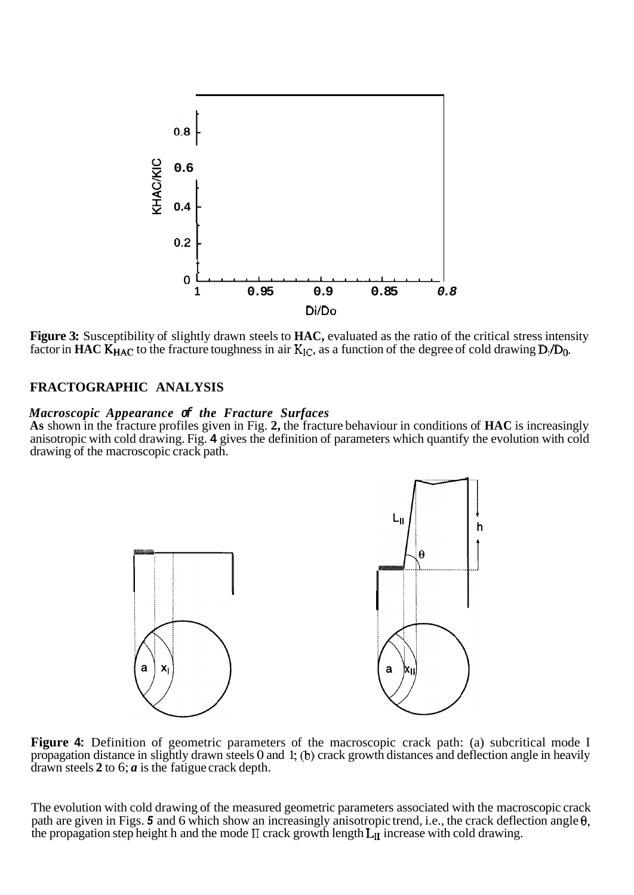**Figure 3:** Susceptibility of slightly drawn steels to **HAC,** evaluated as the ratio of the critical stress intensity factor in **HAC** $K_{HAC}$ to the fracture toughness in air $K_{IC}$, as a function of the degree of cold drawing $D_i/D_0$.

## FRACTOGRAPHIC ANALYSIS

### *Macroscopic Appearance of the Fracture Surfaces*

**As** shown in the fracture profiles given in Fig. **2,** the fracture behaviour in conditions of **HAC** is increasingly anisotropic with cold drawing. Fig. **4** gives the definition of parameters which quantify the evolution with cold drawing of the macroscopic crack path.

**Figure 4:** Definition of geometric parameters of the macroscopic crack path: (a) subcritical mode I propagation distance in slightly drawn steels 0 and 1; (b) crack growth distances and deflection angle in heavily drawn steels **2** to 6; ***a*** is the fatigue crack depth.

The evolution with cold drawing of the measured geometric parameters associated with the macroscopic crack path are given in Figs. ***5*** and 6 which show an increasingly anisotropic trend, i.e., the crack deflection angle $\theta$, the propagation step height h and the mode II crack growth length $L_{II}$ increase with cold drawing.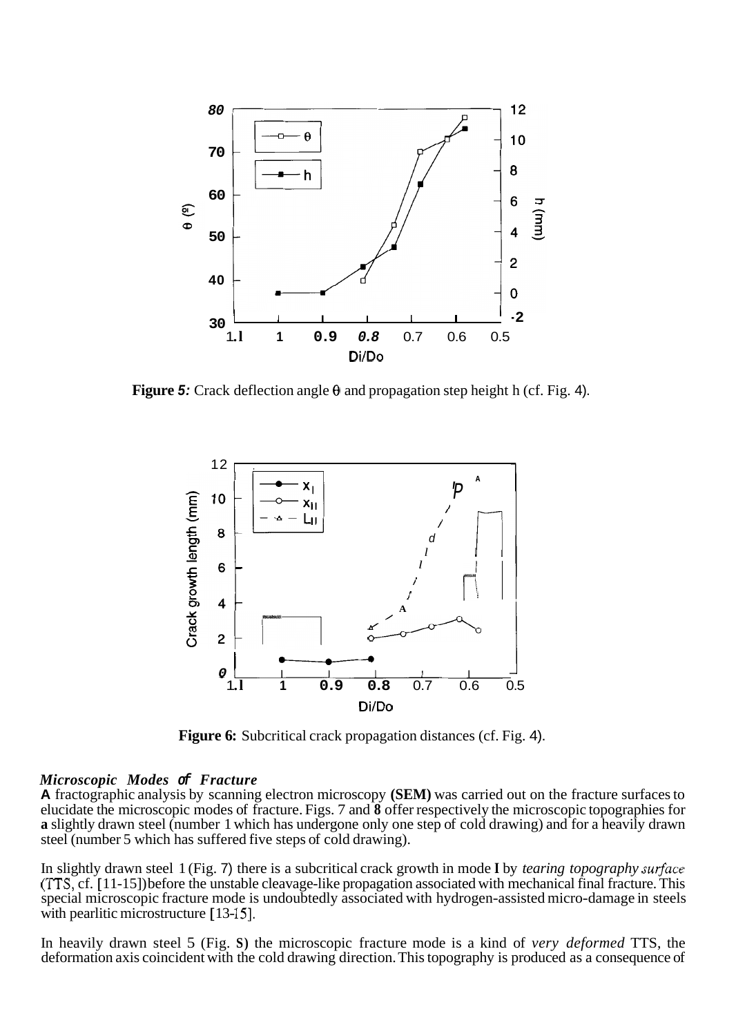**Figure 5:** Crack deflection angle θ and propagation step height h (cf. Fig. 4).

**Figure 6:** Subcritical crack propagation distances (cf. Fig. 4).

### *Microscopic Modes of Fracture*

**A** fractographic analysis by scanning electron microscopy **(SEM)** was carried out on the fracture surfaces to elucidate the microscopic modes of fracture. Figs. 7 and **8** offer respectively the microscopic topographies for **a** slightly drawn steel (number 1 which has undergone only one step of cold drawing) and for a heavily drawn steel (number 5 which has suffered five steps of cold drawing).

In slightly drawn steel 1 (Fig. 7) there is a subcritical crack growth in mode **I** by *tearing topography surface* (TTS, cf. [11-15]) before the unstable cleavage-like propagation associated with mechanical final fracture. This special microscopic fracture mode is undoubtedly associated with hydrogen-assisted micro-damage in steels with pearlitic microstructure [13-15].

In heavily drawn steel 5 (Fig. **8**) the microscopic fracture mode is a kind of *very deformed* TTS, the deformation axis coincident with the cold drawing direction. This topography is produced as a consequence of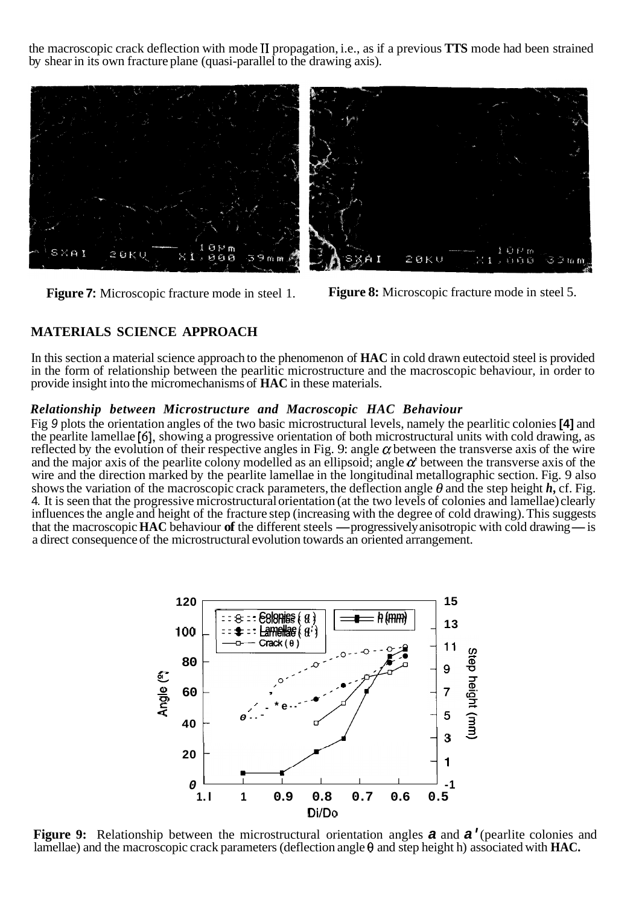the macroscopic crack deflection with mode II propagation, i.e., as if a previous **TTS** mode had been strained by shear in its own fracture plane (quasi-parallel to the drawing axis).

**Figure 7:** Microscopic fracture mode in steel 1.

**Figure 8:** Microscopic fracture mode in steel 5.

## MATERIALS SCIENCE APPROACH

In this section a material science approach to the phenomenon of **HAC** in cold drawn eutectoid steel is provided in the form of relationship between the pearlitic microstructure and the macroscopic behaviour, in order to provide insight into the micromechanisms of **HAC** in these materials.

### *Relationship between Microstructure and Macroscopic HAC Behaviour*

Fig 9 plots the orientation angles of the two basic microstructural levels, namely the pearlitic colonies **[4]** and the pearlite lamellae [6], showing a progressive orientation of both microstructural units with cold drawing, as reflected by the evolution of their respective angles in Fig. 9: angle $\alpha$ between the transverse axis of the wire and the major axis of the pearlite colony modelled as an ellipsoid; angle $\alpha'$ between the transverse axis of the wire and the direction marked by the pearlite lamellae in the longitudinal metallographic section. Fig. 9 also shows the variation of the macroscopic crack parameters, the deflection angle $\theta$ and the step height ***h***, cf. Fig. 4. It is seen that the progressive microstructural orientation (at the two levels of colonies and lamellae) clearly influences the angle and height of the fracture step (increasing with the degree of cold drawing). This suggests that the macroscopic **HAC** behaviour **of** the different steels —progressively anisotropic with cold drawing— is a direct consequence of the microstructural evolution towards an oriented arrangement.

**Figure 9:** Relationship between the microstructural orientation angles $\alpha$ and $\alpha'$ (pearlite colonies and lamellae) and the macroscopic crack parameters (deflection angle $\theta$ and step height h) associated with **HAC.**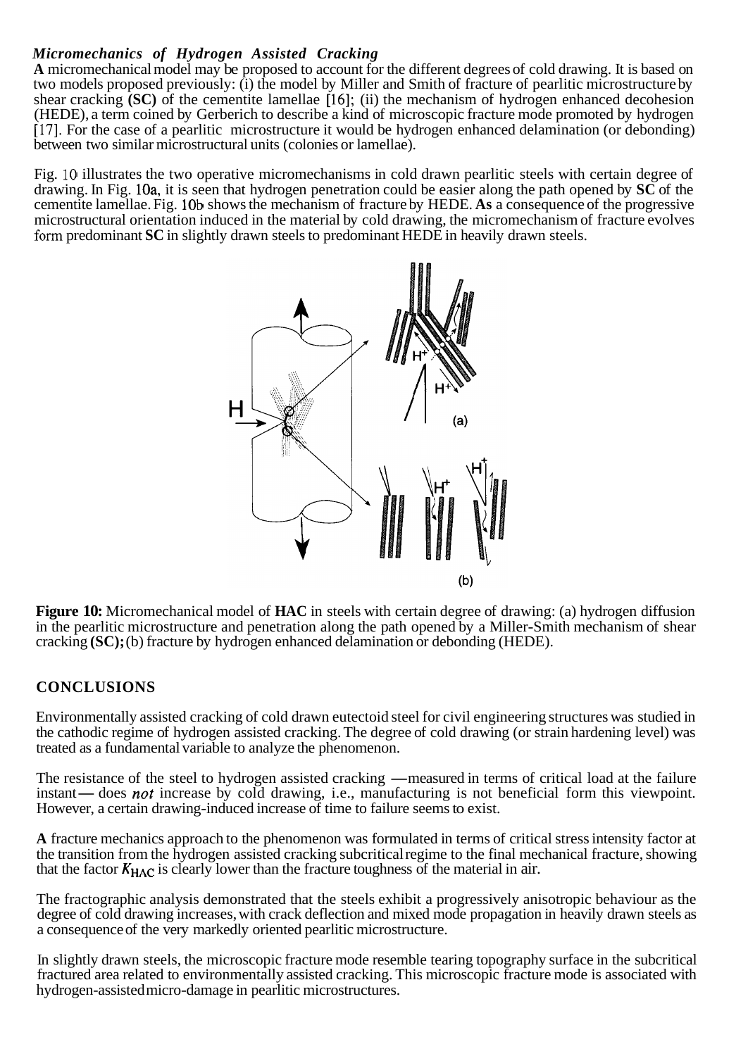### *Micromechanics of Hydrogen Assisted Cracking*

**A** micromechanical model may be proposed to account for the different degrees of cold drawing. It is based on two models proposed previously: (i) the model by Miller and Smith of fracture of pearlitic microstructure by shear cracking **(SC)** of the cementite lamellae [16]; (ii) the mechanism of hydrogen enhanced decohesion (HEDE), a term coined by Gerberich to describe a kind of microscopic fracture mode promoted by hydrogen [17]. For the case of a pearlitic microstructure it would be hydrogen enhanced delamination (or debonding) between two similar microstructural units (colonies or lamellae).

Fig. 10 illustrates the two operative micromechanisms in cold drawn pearlitic steels with certain degree of drawing. In Fig. 10a, it is seen that hydrogen penetration could be easier along the path opened by **SC** of the cementite lamellae. Fig. 10b shows the mechanism of fracture by HEDE. **As** a consequence of the progressive microstructural orientation induced in the material by cold drawing, the micromechanism of fracture evolves form predominant **SC** in slightly drawn steels to predominant HEDE in heavily drawn steels.

**Figure 10:** Micromechanical model of **HAC** in steels with certain degree of drawing: (a) hydrogen diffusion in the pearlitic microstructure and penetration along the path opened by a Miller-Smith mechanism of shear cracking **(SC);** (b) fracture by hydrogen enhanced delamination or debonding (HEDE).

## CONCLUSIONS

Environmentally assisted cracking of cold drawn eutectoid steel for civil engineering structures was studied in the cathodic regime of hydrogen assisted cracking. The degree of cold drawing (or strain hardening level) was treated as a fundamental variable to analyze the phenomenon.

The resistance of the steel to hydrogen assisted cracking —measured in terms of critical load at the failure instant— does *not* increase by cold drawing, i.e., manufacturing is not beneficial form this viewpoint. However, a certain drawing-induced increase of time to failure seems to exist.

**A** fracture mechanics approach to the phenomenon was formulated in terms of critical stress intensity factor at the transition from the hydrogen assisted cracking subcritical regime to the final mechanical fracture, showing that the factor $K_{HAC}$ is clearly lower than the fracture toughness of the material in air.

The fractographic analysis demonstrated that the steels exhibit a progressively anisotropic behaviour as the degree of cold drawing increases, with crack deflection and mixed mode propagation in heavily drawn steels as a consequence of the very markedly oriented pearlitic microstructure.

In slightly drawn steels, the microscopic fracture mode resemble tearing topography surface in the subcritical fractured area related to environmentally assisted cracking. This microscopic fracture mode is associated with hydrogen-assisted micro-damage in pearlitic microstructures.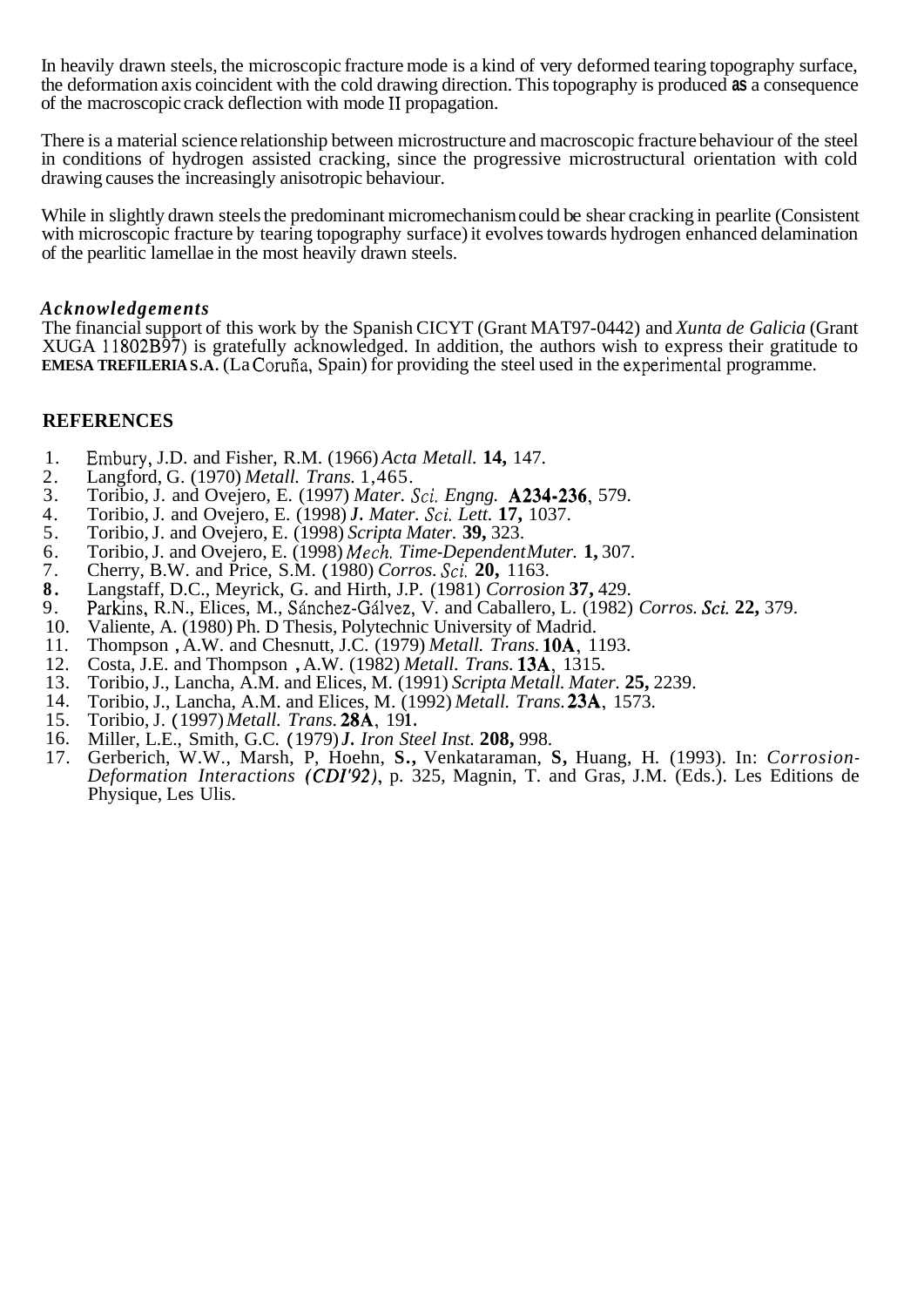In heavily drawn steels, the microscopic fracture mode is a kind of very deformed tearing topography surface, the deformation axis coincident with the cold drawing direction. This topography is produced **as** a consequence of the macroscopic crack deflection with mode II propagation.

There is a material science relationship between microstructure and macroscopic fracture behaviour of the steel in conditions of hydrogen assisted cracking, since the progressive microstructural orientation with cold drawing causes the increasingly anisotropic behaviour.

While in slightly drawn steels the predominant micromechanism could be shear cracking in pearlite (Consistent with microscopic fracture by tearing topography surface) it evolves towards hydrogen enhanced delamination of the pearlitic lamellae in the most heavily drawn steels.

### *Acknowledgements*

The financial support of this work by the Spanish CICYT (Grant MAT97-0442) and *Xunta de Galicia* (Grant XUGA 11802B97) is gratefully acknowledged. In addition, the authors wish to express their gratitude to **EMESA TREFILERIA S.A.** (La Coruña, Spain) for providing the steel used in the experimental programme.

## REFERENCES

1. Embury, J.D. and Fisher, R.M. (1966) *Acta Metall.* **14,** 147.
2. Langford, G. (1970) *Metall. Trans.* 1, 465.
3. Toribio, J. and Ovejero, E. (1997) *Mater. Sci. Engng.* **A234-236**, 579.
4. Toribio, J. and Ovejero, E. (1998) *J. Mater. Sci. Lett.* **17,** 1037.
5. Toribio, J. and Ovejero, E. (1998) *Scripta Mater.* **39,** 323.
6. Toribio, J. and Ovejero, E. (1998) *Mech. Time-Dependent Muter.* **1,** 307.
7. Cherry, B.W. and Price, S.M. (1980) *Corros. Sci.* **20,** 1163.
8. Langstaff, D.C., Meyrick, G. and Hirth, J.P. (1981) *Corrosion* **37,** 429.
9. Parkins, R.N., Elices, M., Sánchez-Gálvez, V. and Caballero, L. (1982) *Corros. Sci.* **22,** 379.
10. Valiente, A. (1980) Ph. D Thesis, Polytechnic University of Madrid.
11. Thompson , A.W. and Chesnutt, J.C. (1979) *Metall. Trans.* **10A**, 1193.
12. Costa, J.E. and Thompson , A.W. (1982) *Metall. Trans.* **13A**, 1315.
13. Toribio, J., Lancha, A.M. and Elices, M. (1991) *Scripta Metall. Mater.* **25,** 2239.
14. Toribio, J., Lancha, A.M. and Elices, M. (1992) *Metall. Trans.* **23A**, 1573.
15. Toribio, J. (1997) *Metall. Trans.* **28A**, 191.
16. Miller, L.E., Smith, G.C. (1979) *J. Iron Steel Inst.* **208,** 998.
17. Gerberich, W.W., Marsh, P, Hoehn, **S.,** Venkataraman, **S,** Huang, H. (1993). In: *Corrosion-Deformation Interactions (CDI'92)*, p. 325, Magnin, T. and Gras, J.M. (Eds.). Les Editions de Physique, Les Ulis.